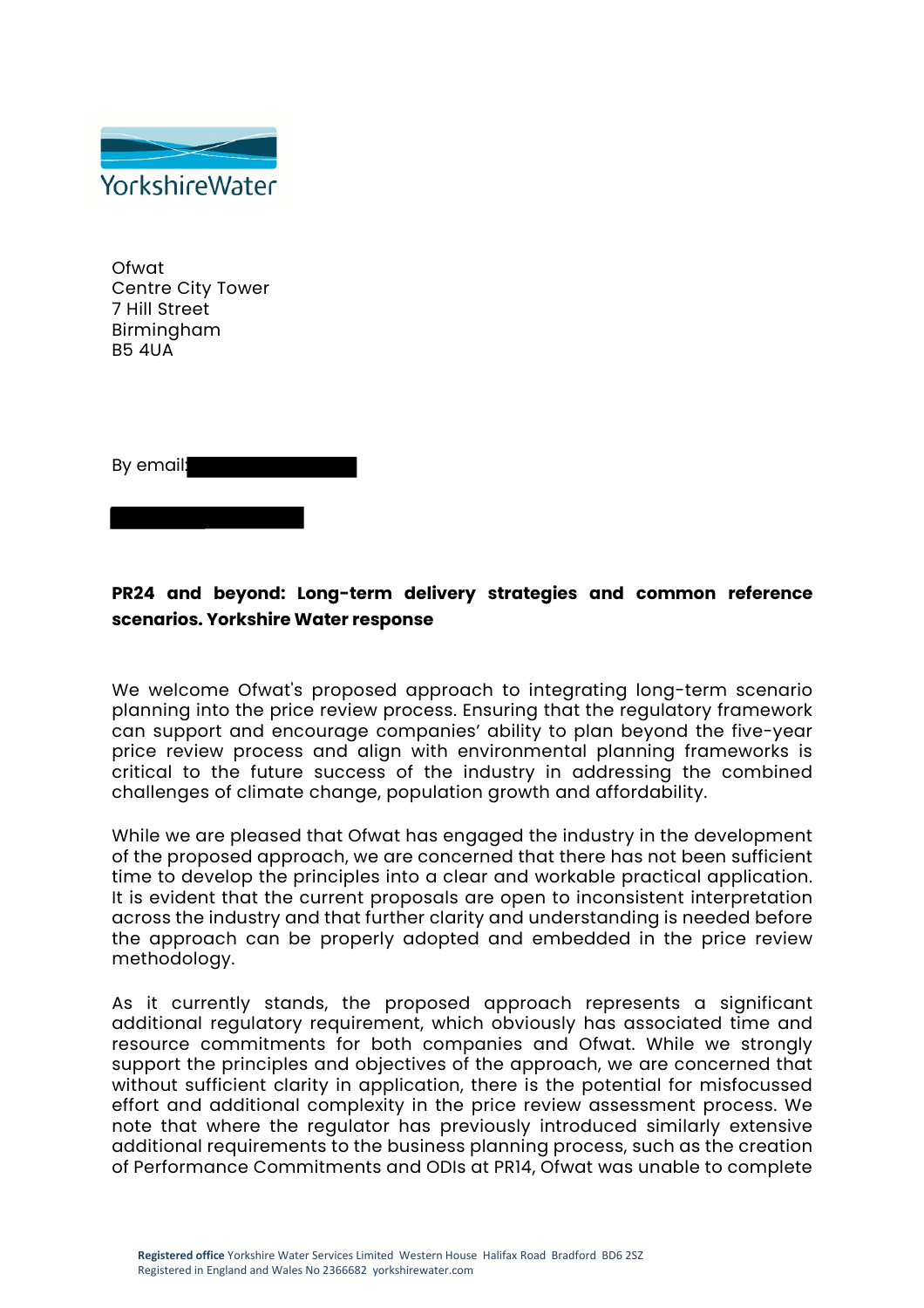Ofwat
Centre City Tower
7 Hill Street
Birmingham
B5 4UA

By email:

**PR24 and beyond: Long-term delivery strategies and common reference scenarios. Yorkshire Water response**

We welcome Ofwat's proposed approach to integrating long-term scenario planning into the price review process. Ensuring that the regulatory framework can support and encourage companies' ability to plan beyond the five-year price review process and align with environmental planning frameworks is critical to the future success of the industry in addressing the combined challenges of climate change, population growth and affordability.

While we are pleased that Ofwat has engaged the industry in the development of the proposed approach, we are concerned that there has not been sufficient time to develop the principles into a clear and workable practical application. It is evident that the current proposals are open to inconsistent interpretation across the industry and that further clarity and understanding is needed before the approach can be properly adopted and embedded in the price review methodology.

As it currently stands, the proposed approach represents a significant additional regulatory requirement, which obviously has associated time and resource commitments for both companies and Ofwat. While we strongly support the principles and objectives of the approach, we are concerned that without sufficient clarity in application, there is the potential for misfocussed effort and additional complexity in the price review assessment process. We note that where the regulator has previously introduced similarly extensive additional requirements to the business planning process, such as the creation of Performance Commitments and ODIs at PR14, Ofwat was unable to complete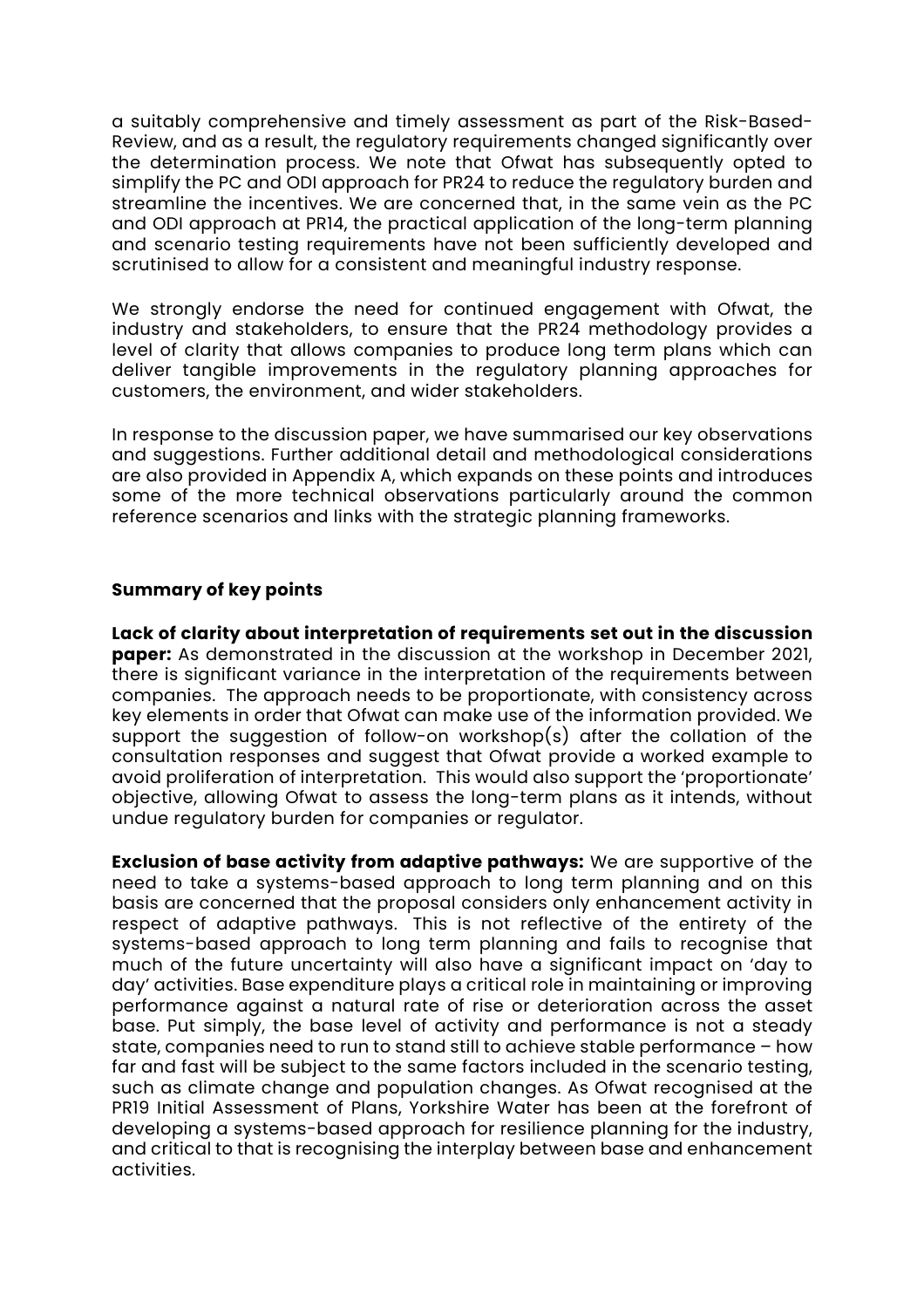a suitably comprehensive and timely assessment as part of the Risk-Based-Review, and as a result, the regulatory requirements changed significantly over the determination process. We note that Ofwat has subsequently opted to simplify the PC and ODI approach for PR24 to reduce the regulatory burden and streamline the incentives. We are concerned that, in the same vein as the PC and ODI approach at PR14, the practical application of the long-term planning and scenario testing requirements have not been sufficiently developed and scrutinised to allow for a consistent and meaningful industry response.

We strongly endorse the need for continued engagement with Ofwat, the industry and stakeholders, to ensure that the PR24 methodology provides a level of clarity that allows companies to produce long term plans which can deliver tangible improvements in the regulatory planning approaches for customers, the environment, and wider stakeholders.

In response to the discussion paper, we have summarised our key observations and suggestions. Further additional detail and methodological considerations are also provided in Appendix A, which expands on these points and introduces some of the more technical observations particularly around the common reference scenarios and links with the strategic planning frameworks.

## Summary of key points

**Lack of clarity about interpretation of requirements set out in the discussion paper:** As demonstrated in the discussion at the workshop in December 2021, there is significant variance in the interpretation of the requirements between companies. The approach needs to be proportionate, with consistency across key elements in order that Ofwat can make use of the information provided. We support the suggestion of follow-on workshop(s) after the collation of the consultation responses and suggest that Ofwat provide a worked example to avoid proliferation of interpretation. This would also support the 'proportionate' objective, allowing Ofwat to assess the long-term plans as it intends, without undue regulatory burden for companies or regulator.

**Exclusion of base activity from adaptive pathways:** We are supportive of the need to take a systems-based approach to long term planning and on this basis are concerned that the proposal considers only enhancement activity in respect of adaptive pathways. This is not reflective of the entirety of the systems-based approach to long term planning and fails to recognise that much of the future uncertainty will also have a significant impact on 'day to day' activities. Base expenditure plays a critical role in maintaining or improving performance against a natural rate of rise or deterioration across the asset base. Put simply, the base level of activity and performance is not a steady state, companies need to run to stand still to achieve stable performance – how far and fast will be subject to the same factors included in the scenario testing, such as climate change and population changes. As Ofwat recognised at the PR19 Initial Assessment of Plans, Yorkshire Water has been at the forefront of developing a systems-based approach for resilience planning for the industry, and critical to that is recognising the interplay between base and enhancement activities.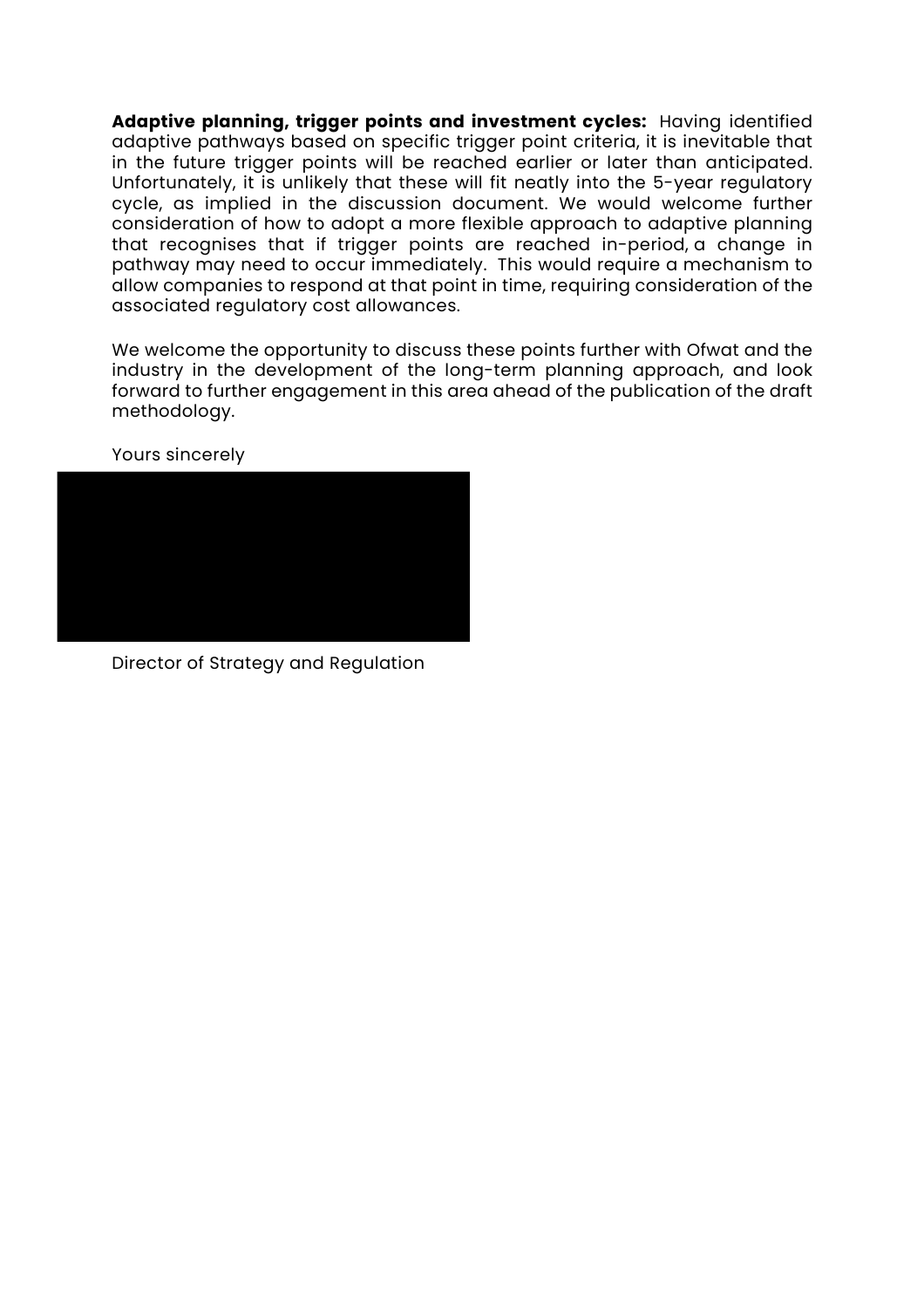**Adaptive planning, trigger points and investment cycles:** Having identified adaptive pathways based on specific trigger point criteria, it is inevitable that in the future trigger points will be reached earlier or later than anticipated. Unfortunately, it is unlikely that these will fit neatly into the 5-year regulatory cycle, as implied in the discussion document. We would welcome further consideration of how to adopt a more flexible approach to adaptive planning that recognises that if trigger points are reached in-period, a change in pathway may need to occur immediately. This would require a mechanism to allow companies to respond at that point in time, requiring consideration of the associated regulatory cost allowances.

We welcome the opportunity to discuss these points further with Ofwat and the industry in the development of the long-term planning approach, and look forward to further engagement in this area ahead of the publication of the draft methodology.

Yours sincerely

Director of Strategy and Regulation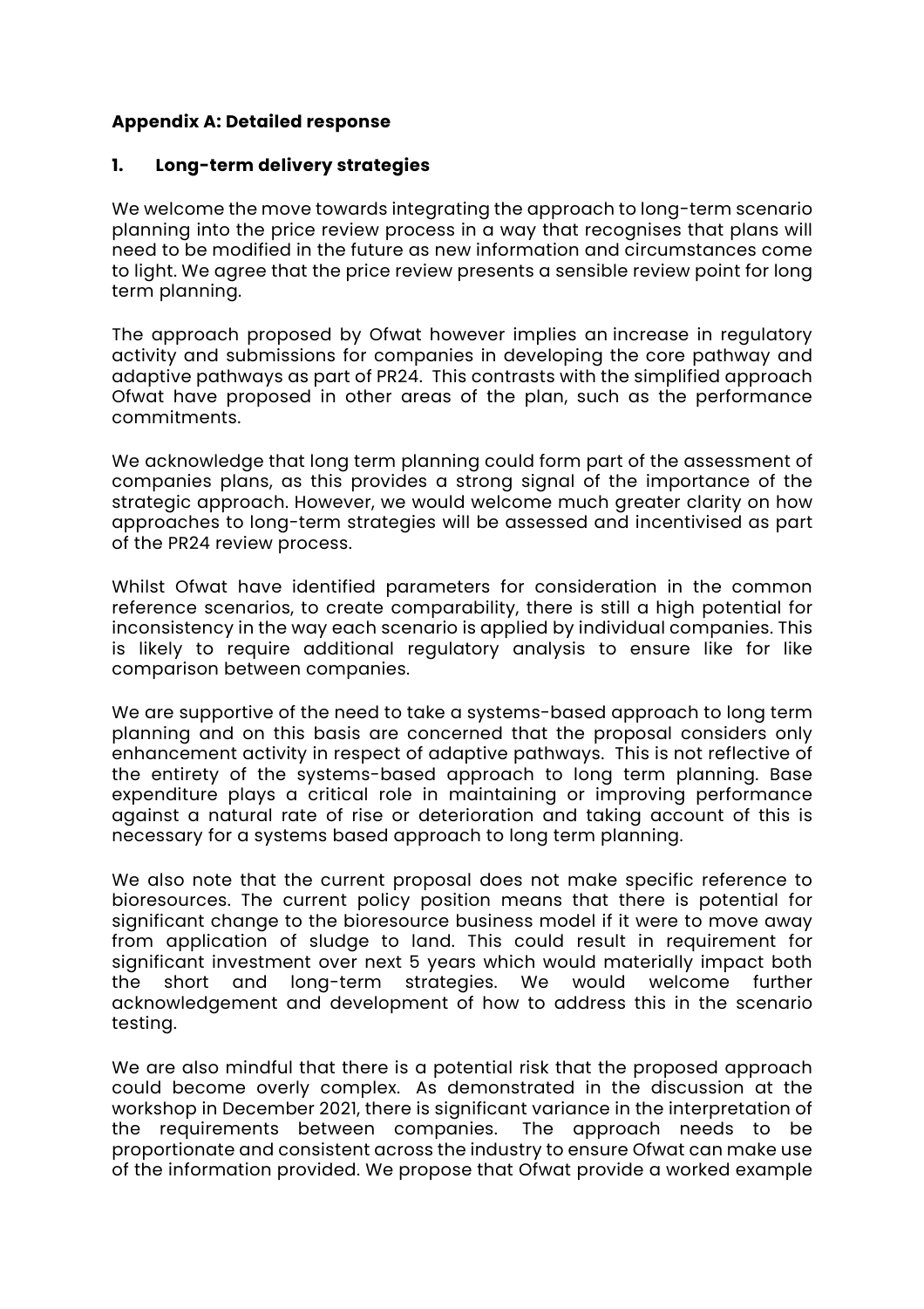**Appendix A: Detailed response**

## 1. Long-term delivery strategies

We welcome the move towards integrating the approach to long-term scenario planning into the price review process in a way that recognises that plans will need to be modified in the future as new information and circumstances come to light. We agree that the price review presents a sensible review point for long term planning.

The approach proposed by Ofwat however implies an increase in regulatory activity and submissions for companies in developing the core pathway and adaptive pathways as part of PR24. This contrasts with the simplified approach Ofwat have proposed in other areas of the plan, such as the performance commitments.

We acknowledge that long term planning could form part of the assessment of companies plans, as this provides a strong signal of the importance of the strategic approach. However, we would welcome much greater clarity on how approaches to long-term strategies will be assessed and incentivised as part of the PR24 review process.

Whilst Ofwat have identified parameters for consideration in the common reference scenarios, to create comparability, there is still a high potential for inconsistency in the way each scenario is applied by individual companies. This is likely to require additional regulatory analysis to ensure like for like comparison between companies.

We are supportive of the need to take a systems-based approach to long term planning and on this basis are concerned that the proposal considers only enhancement activity in respect of adaptive pathways. This is not reflective of the entirety of the systems-based approach to long term planning. Base expenditure plays a critical role in maintaining or improving performance against a natural rate of rise or deterioration and taking account of this is necessary for a systems based approach to long term planning.

We also note that the current proposal does not make specific reference to bioresources. The current policy position means that there is potential for significant change to the bioresource business model if it were to move away from application of sludge to land. This could result in requirement for significant investment over next 5 years which would materially impact both the short and long-term strategies. We would welcome further acknowledgement and development of how to address this in the scenario testing.

We are also mindful that there is a potential risk that the proposed approach could become overly complex. As demonstrated in the discussion at the workshop in December 2021, there is significant variance in the interpretation of the requirements between companies. The approach needs to be proportionate and consistent across the industry to ensure Ofwat can make use of the information provided. We propose that Ofwat provide a worked example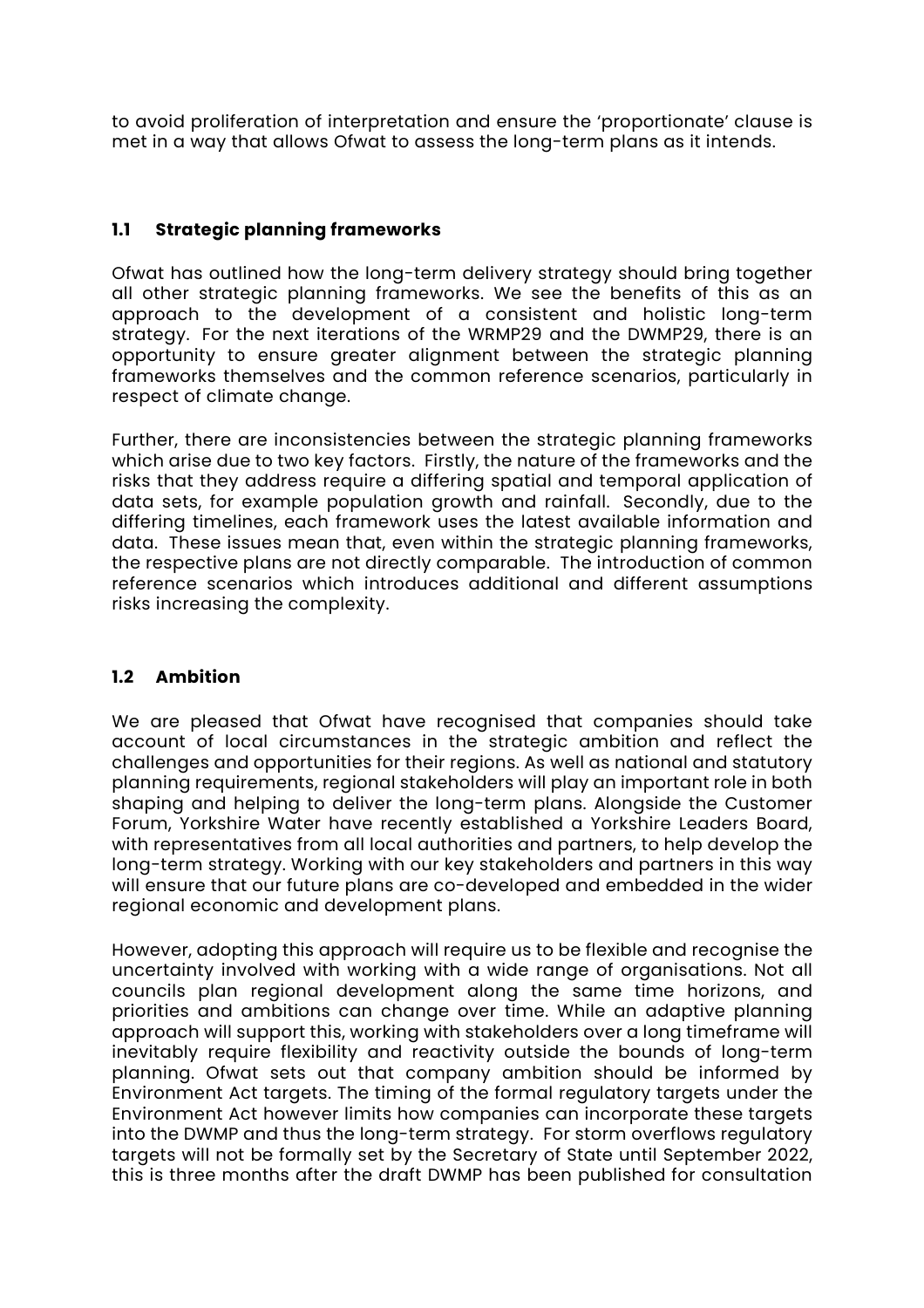to avoid proliferation of interpretation and ensure the 'proportionate' clause is met in a way that allows Ofwat to assess the long-term plans as it intends.

### 1.1 Strategic planning frameworks

Ofwat has outlined how the long-term delivery strategy should bring together all other strategic planning frameworks. We see the benefits of this as an approach to the development of a consistent and holistic long-term strategy. For the next iterations of the WRMP29 and the DWMP29, there is an opportunity to ensure greater alignment between the strategic planning frameworks themselves and the common reference scenarios, particularly in respect of climate change.

Further, there are inconsistencies between the strategic planning frameworks which arise due to two key factors. Firstly, the nature of the frameworks and the risks that they address require a differing spatial and temporal application of data sets, for example population growth and rainfall. Secondly, due to the differing timelines, each framework uses the latest available information and data. These issues mean that, even within the strategic planning frameworks, the respective plans are not directly comparable. The introduction of common reference scenarios which introduces additional and different assumptions risks increasing the complexity.

### 1.2 Ambition

We are pleased that Ofwat have recognised that companies should take account of local circumstances in the strategic ambition and reflect the challenges and opportunities for their regions. As well as national and statutory planning requirements, regional stakeholders will play an important role in both shaping and helping to deliver the long-term plans. Alongside the Customer Forum, Yorkshire Water have recently established a Yorkshire Leaders Board, with representatives from all local authorities and partners, to help develop the long-term strategy. Working with our key stakeholders and partners in this way will ensure that our future plans are co-developed and embedded in the wider regional economic and development plans.

However, adopting this approach will require us to be flexible and recognise the uncertainty involved with working with a wide range of organisations. Not all councils plan regional development along the same time horizons, and priorities and ambitions can change over time. While an adaptive planning approach will support this, working with stakeholders over a long timeframe will inevitably require flexibility and reactivity outside the bounds of long-term planning. Ofwat sets out that company ambition should be informed by Environment Act targets. The timing of the formal regulatory targets under the Environment Act however limits how companies can incorporate these targets into the DWMP and thus the long-term strategy. For storm overflows regulatory targets will not be formally set by the Secretary of State until September 2022, this is three months after the draft DWMP has been published for consultation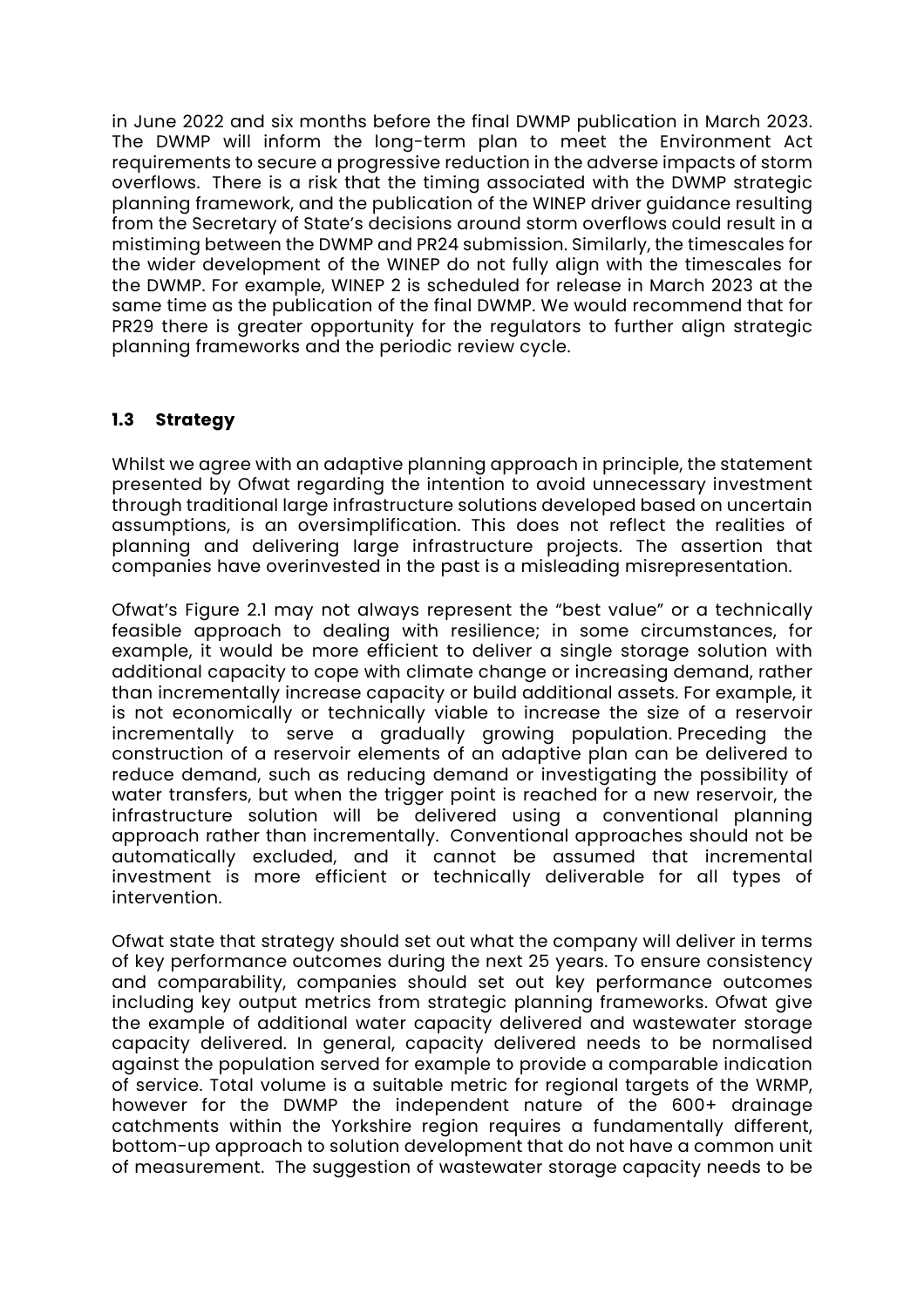in June 2022 and six months before the final DWMP publication in March 2023. The DWMP will inform the long-term plan to meet the Environment Act requirements to secure a progressive reduction in the adverse impacts of storm overflows. There is a risk that the timing associated with the DWMP strategic planning framework, and the publication of the WINEP driver guidance resulting from the Secretary of State's decisions around storm overflows could result in a mistiming between the DWMP and PR24 submission. Similarly, the timescales for the wider development of the WINEP do not fully align with the timescales for the DWMP. For example, WINEP 2 is scheduled for release in March 2023 at the same time as the publication of the final DWMP. We would recommend that for PR29 there is greater opportunity for the regulators to further align strategic planning frameworks and the periodic review cycle.

### 1.3 Strategy

Whilst we agree with an adaptive planning approach in principle, the statement presented by Ofwat regarding the intention to avoid unnecessary investment through traditional large infrastructure solutions developed based on uncertain assumptions, is an oversimplification. This does not reflect the realities of planning and delivering large infrastructure projects. The assertion that companies have overinvested in the past is a misleading misrepresentation.

Ofwat's Figure 2.1 may not always represent the "best value" or a technically feasible approach to dealing with resilience; in some circumstances, for example, it would be more efficient to deliver a single storage solution with additional capacity to cope with climate change or increasing demand, rather than incrementally increase capacity or build additional assets. For example, it is not economically or technically viable to increase the size of a reservoir incrementally to serve a gradually growing population. Preceding the construction of a reservoir elements of an adaptive plan can be delivered to reduce demand, such as reducing demand or investigating the possibility of water transfers, but when the trigger point is reached for a new reservoir, the infrastructure solution will be delivered using a conventional planning approach rather than incrementally. Conventional approaches should not be automatically excluded, and it cannot be assumed that incremental investment is more efficient or technically deliverable for all types of intervention.

Ofwat state that strategy should set out what the company will deliver in terms of key performance outcomes during the next 25 years. To ensure consistency and comparability, companies should set out key performance outcomes including key output metrics from strategic planning frameworks. Ofwat give the example of additional water capacity delivered and wastewater storage capacity delivered. In general, capacity delivered needs to be normalised against the population served for example to provide a comparable indication of service. Total volume is a suitable metric for regional targets of the WRMP, however for the DWMP the independent nature of the 600+ drainage catchments within the Yorkshire region requires a fundamentally different, bottom-up approach to solution development that do not have a common unit of measurement. The suggestion of wastewater storage capacity needs to be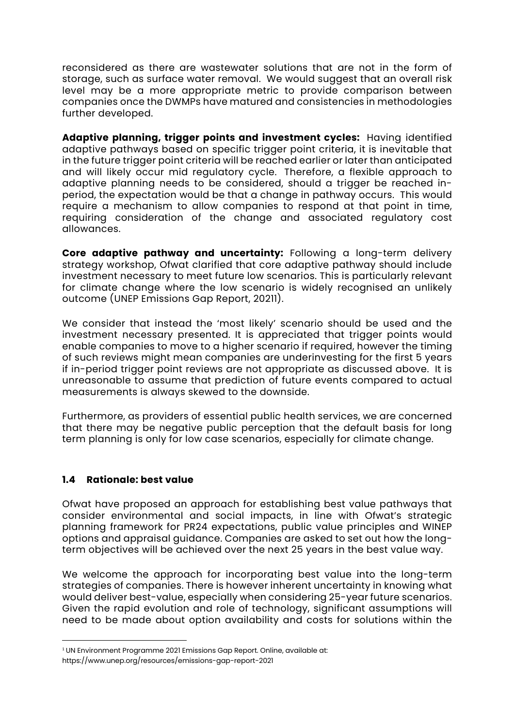reconsidered as there are wastewater solutions that are not in the form of storage, such as surface water removal. We would suggest that an overall risk level may be a more appropriate metric to provide comparison between companies once the DWMPs have matured and consistencies in methodologies further developed.

**Adaptive planning, trigger points and investment cycles:** Having identified adaptive pathways based on specific trigger point criteria, it is inevitable that in the future trigger point criteria will be reached earlier or later than anticipated and will likely occur mid regulatory cycle. Therefore, a flexible approach to adaptive planning needs to be considered, should a trigger be reached in-period, the expectation would be that a change in pathway occurs. This would require a mechanism to allow companies to respond at that point in time, requiring consideration of the change and associated regulatory cost allowances.

**Core adaptive pathway and uncertainty:** Following a long-term delivery strategy workshop, Ofwat clarified that core adaptive pathway should include investment necessary to meet future low scenarios. This is particularly relevant for climate change where the low scenario is widely recognised an unlikely outcome (UNEP Emissions Gap Report, 2021[1]).

We consider that instead the 'most likely' scenario should be used and the investment necessary presented. It is appreciated that trigger points would enable companies to move to a higher scenario if required, however the timing of such reviews might mean companies are underinvesting for the first 5 years if in-period trigger point reviews are not appropriate as discussed above. It is unreasonable to assume that prediction of future events compared to actual measurements is always skewed to the downside.

Furthermore, as providers of essential public health services, we are concerned that there may be negative public perception that the default basis for long term planning is only for low case scenarios, especially for climate change.

### 1.4 Rationale: best value

Ofwat have proposed an approach for establishing best value pathways that consider environmental and social impacts, in line with Ofwat's strategic planning framework for PR24 expectations, public value principles and WINEP options and appraisal guidance. Companies are asked to set out how the long-term objectives will be achieved over the next 25 years in the best value way.

We welcome the approach for incorporating best value into the long-term strategies of companies. There is however inherent uncertainty in knowing what would deliver best-value, especially when considering 25-year future scenarios. Given the rapid evolution and role of technology, significant assumptions will need to be made about option availability and costs for solutions within the

---

[1] UN Environment Programme 2021 Emissions Gap Report. Online, available at: https://www.unep.org/resources/emissions-gap-report-2021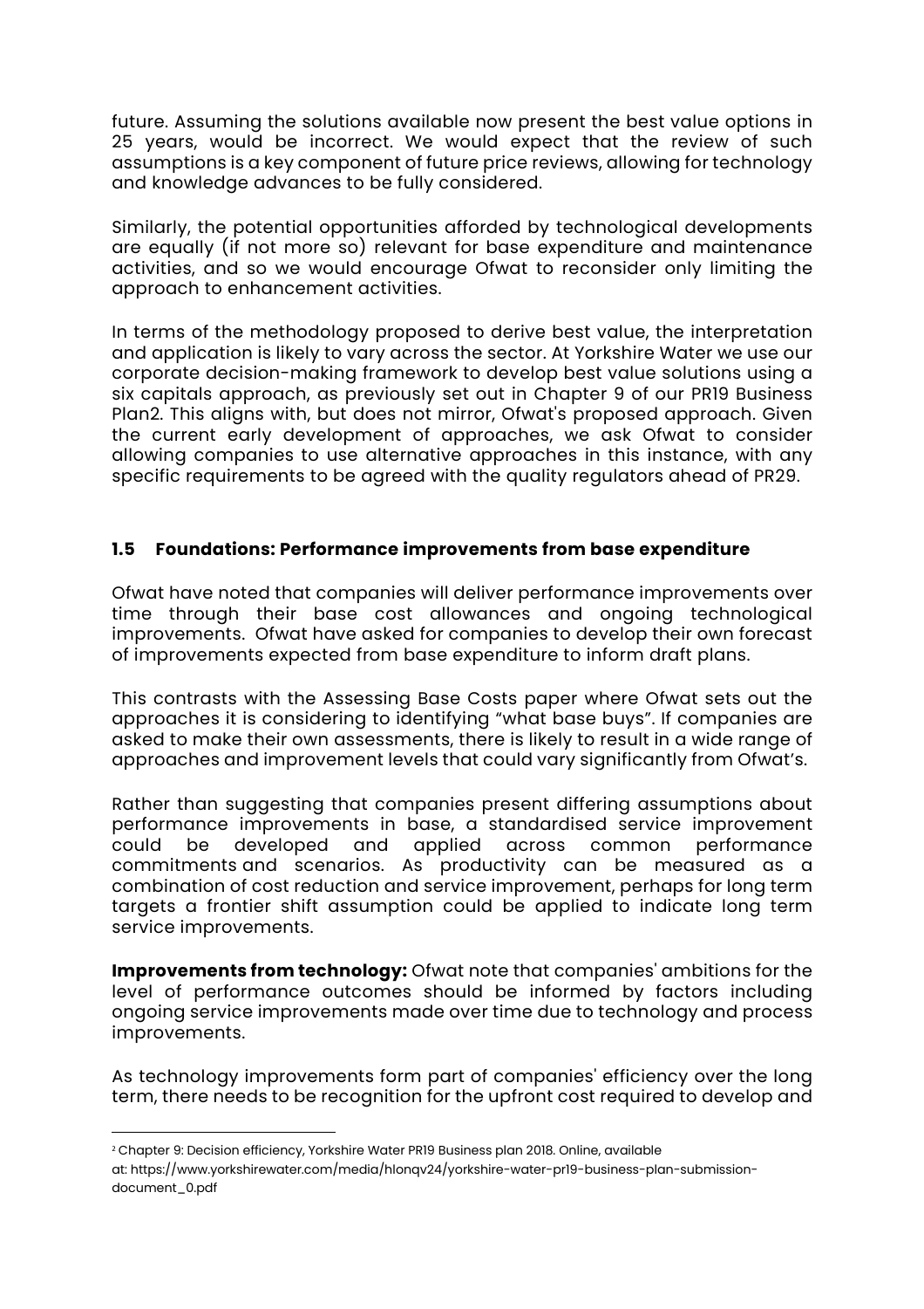future. Assuming the solutions available now present the best value options in 25 years, would be incorrect. We would expect that the review of such assumptions is a key component of future price reviews, allowing for technology and knowledge advances to be fully considered.

Similarly, the potential opportunities afforded by technological developments are equally (if not more so) relevant for base expenditure and maintenance activities, and so we would encourage Ofwat to reconsider only limiting the approach to enhancement activities.

In terms of the methodology proposed to derive best value, the interpretation and application is likely to vary across the sector. At Yorkshire Water we use our corporate decision-making framework to develop best value solutions using a six capitals approach, as previously set out in Chapter 9 of our PR19 Business Plan[2]. This aligns with, but does not mirror, Ofwat's proposed approach. Given the current early development of approaches, we ask Ofwat to consider allowing companies to use alternative approaches in this instance, with any specific requirements to be agreed with the quality regulators ahead of PR29.

## 1.5 Foundations: Performance improvements from base expenditure

Ofwat have noted that companies will deliver performance improvements over time through their base cost allowances and ongoing technological improvements. Ofwat have asked for companies to develop their own forecast of improvements expected from base expenditure to inform draft plans.

This contrasts with the Assessing Base Costs paper where Ofwat sets out the approaches it is considering to identifying "what base buys". If companies are asked to make their own assessments, there is likely to result in a wide range of approaches and improvement levels that could vary significantly from Ofwat's.

Rather than suggesting that companies present differing assumptions about performance improvements in base, a standardised service improvement could be developed and applied across common performance commitments and scenarios. As productivity can be measured as a combination of cost reduction and service improvement, perhaps for long term targets a frontier shift assumption could be applied to indicate long term service improvements.

**Improvements from technology:** Ofwat note that companies' ambitions for the level of performance outcomes should be informed by factors including ongoing service improvements made over time due to technology and process improvements.

As technology improvements form part of companies' efficiency over the long term, there needs to be recognition for the upfront cost required to develop and

---

[2] Chapter 9: Decision efficiency, Yorkshire Water PR19 Business plan 2018. Online, available at: https://www.yorkshirewater.com/media/hlonqv24/yorkshire-water-pr19-business-plan-submission-document_0.pdf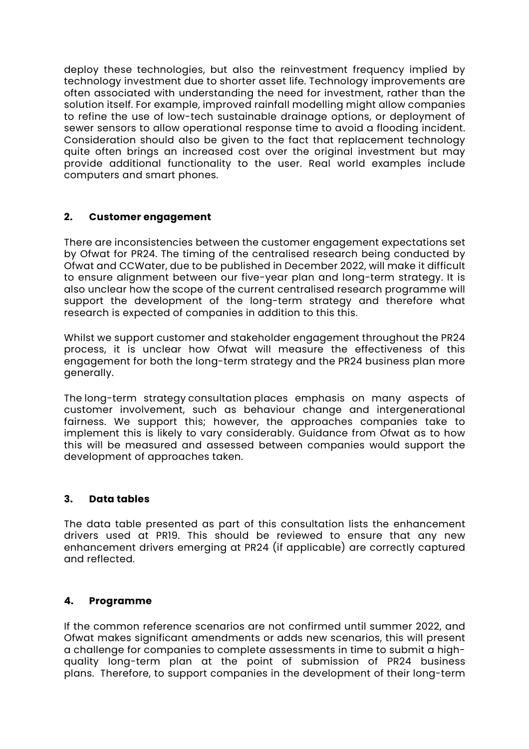deploy these technologies, but also the reinvestment frequency implied by technology investment due to shorter asset life. Technology improvements are often associated with understanding the need for investment, rather than the solution itself. For example, improved rainfall modelling might allow companies to refine the use of low-tech sustainable drainage options, or deployment of sewer sensors to allow operational response time to avoid a flooding incident. Consideration should also be given to the fact that replacement technology quite often brings an increased cost over the original investment but may provide additional functionality to the user. Real world examples include computers and smart phones.

## 2. Customer engagement

There are inconsistencies between the customer engagement expectations set by Ofwat for PR24. The timing of the centralised research being conducted by Ofwat and CCWater, due to be published in December 2022, will make it difficult to ensure alignment between our five-year plan and long-term strategy. It is also unclear how the scope of the current centralised research programme will support the development of the long-term strategy and therefore what research is expected of companies in addition to this this.

Whilst we support customer and stakeholder engagement throughout the PR24 process, it is unclear how Ofwat will measure the effectiveness of this engagement for both the long-term strategy and the PR24 business plan more generally.

The long-term strategy consultation places emphasis on many aspects of customer involvement, such as behaviour change and intergenerational fairness. We support this; however, the approaches companies take to implement this is likely to vary considerably. Guidance from Ofwat as to how this will be measured and assessed between companies would support the development of approaches taken.

## 3. Data tables

The data table presented as part of this consultation lists the enhancement drivers used at PR19. This should be reviewed to ensure that any new enhancement drivers emerging at PR24 (if applicable) are correctly captured and reflected.

## 4. Programme

If the common reference scenarios are not confirmed until summer 2022, and Ofwat makes significant amendments or adds new scenarios, this will present a challenge for companies to complete assessments in time to submit a high-quality long-term plan at the point of submission of PR24 business plans. Therefore, to support companies in the development of their long-term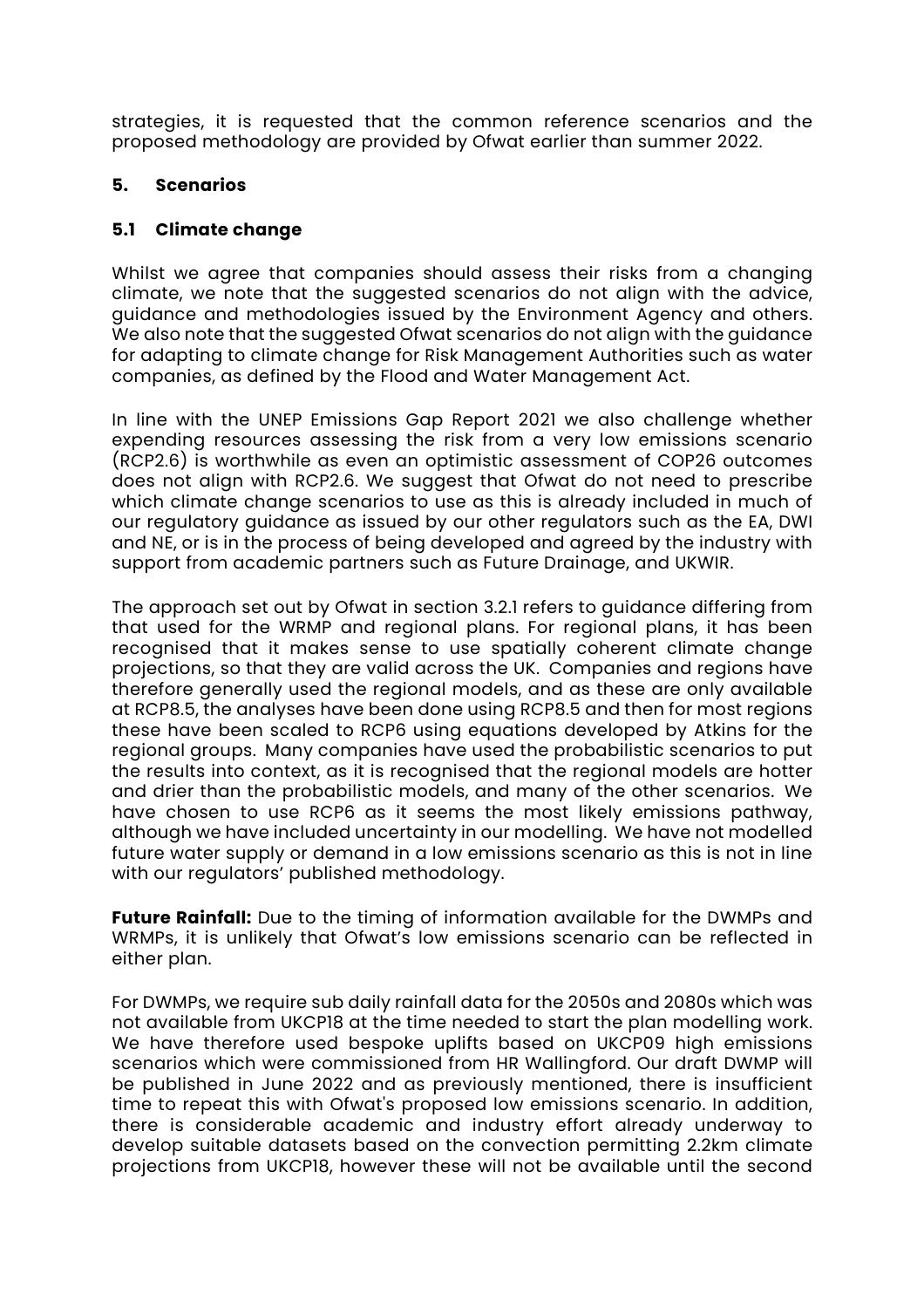strategies, it is requested that the common reference scenarios and the proposed methodology are provided by Ofwat earlier than summer 2022.

## 5. Scenarios

### 5.1 Climate change

Whilst we agree that companies should assess their risks from a changing climate, we note that the suggested scenarios do not align with the advice, guidance and methodologies issued by the Environment Agency and others. We also note that the suggested Ofwat scenarios do not align with the guidance for adapting to climate change for Risk Management Authorities such as water companies, as defined by the Flood and Water Management Act.

In line with the UNEP Emissions Gap Report 2021 we also challenge whether expending resources assessing the risk from a very low emissions scenario (RCP2.6) is worthwhile as even an optimistic assessment of COP26 outcomes does not align with RCP2.6. We suggest that Ofwat do not need to prescribe which climate change scenarios to use as this is already included in much of our regulatory guidance as issued by our other regulators such as the EA, DWI and NE, or is in the process of being developed and agreed by the industry with support from academic partners such as Future Drainage, and UKWIR.

The approach set out by Ofwat in section 3.2.1 refers to guidance differing from that used for the WRMP and regional plans. For regional plans, it has been recognised that it makes sense to use spatially coherent climate change projections, so that they are valid across the UK. Companies and regions have therefore generally used the regional models, and as these are only available at RCP8.5, the analyses have been done using RCP8.5 and then for most regions these have been scaled to RCP6 using equations developed by Atkins for the regional groups. Many companies have used the probabilistic scenarios to put the results into context, as it is recognised that the regional models are hotter and drier than the probabilistic models, and many of the other scenarios. We have chosen to use RCP6 as it seems the most likely emissions pathway, although we have included uncertainty in our modelling. We have not modelled future water supply or demand in a low emissions scenario as this is not in line with our regulators' published methodology.

**Future Rainfall:** Due to the timing of information available for the DWMPs and WRMPs, it is unlikely that Ofwat's low emissions scenario can be reflected in either plan.

For DWMPs, we require sub daily rainfall data for the 2050s and 2080s which was not available from UKCP18 at the time needed to start the plan modelling work. We have therefore used bespoke uplifts based on UKCP09 high emissions scenarios which were commissioned from HR Wallingford. Our draft DWMP will be published in June 2022 and as previously mentioned, there is insufficient time to repeat this with Ofwat's proposed low emissions scenario. In addition, there is considerable academic and industry effort already underway to develop suitable datasets based on the convection permitting 2.2km climate projections from UKCP18, however these will not be available until the second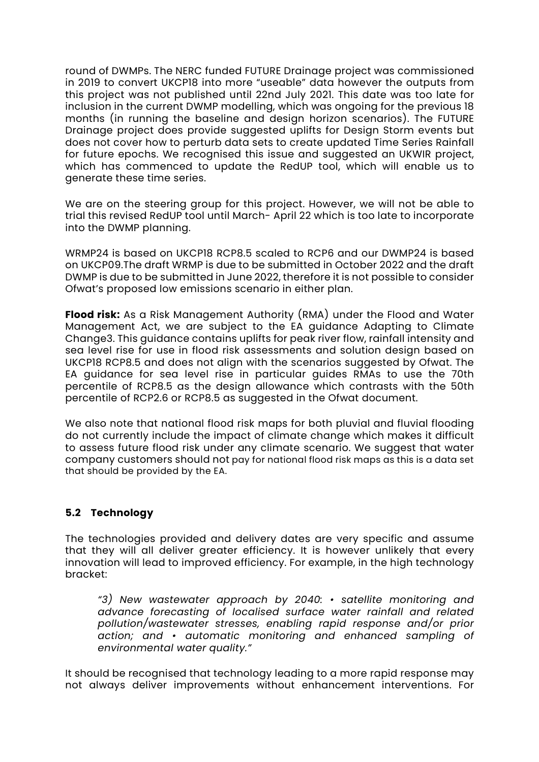round of DWMPs. The NERC funded FUTURE Drainage project was commissioned in 2019 to convert UKCP18 into more "useable" data however the outputs from this project was not published until 22nd July 2021. This date was too late for inclusion in the current DWMP modelling, which was ongoing for the previous 18 months (in running the baseline and design horizon scenarios). The FUTURE Drainage project does provide suggested uplifts for Design Storm events but does not cover how to perturb data sets to create updated Time Series Rainfall for future epochs. We recognised this issue and suggested an UKWIR project, which has commenced to update the RedUP tool, which will enable us to generate these time series.

We are on the steering group for this project. However, we will not be able to trial this revised RedUP tool until March- April 22 which is too late to incorporate into the DWMP planning.

WRMP24 is based on UKCP18 RCP8.5 scaled to RCP6 and our DWMP24 is based on UKCP09.The draft WRMP is due to be submitted in October 2022 and the draft DWMP is due to be submitted in June 2022, therefore it is not possible to consider Ofwat's proposed low emissions scenario in either plan.

**Flood risk:** As a Risk Management Authority (RMA) under the Flood and Water Management Act, we are subject to the EA guidance Adapting to Climate Change3. This guidance contains uplifts for peak river flow, rainfall intensity and sea level rise for use in flood risk assessments and solution design based on UKCP18 RCP8.5 and does not align with the scenarios suggested by Ofwat. The EA guidance for sea level rise in particular guides RMAs to use the 70th percentile of RCP8.5 as the design allowance which contrasts with the 50th percentile of RCP2.6 or RCP8.5 as suggested in the Ofwat document.

We also note that national flood risk maps for both pluvial and fluvial flooding do not currently include the impact of climate change which makes it difficult to assess future flood risk under any climate scenario. We suggest that water company customers should not pay for national flood risk maps as this is a data set that should be provided by the EA.

### 5.2 Technology

The technologies provided and delivery dates are very specific and assume that they will all deliver greater efficiency. It is however unlikely that every innovation will lead to improved efficiency. For example, in the high technology bracket:

> *"3) New wastewater approach by 2040: • satellite monitoring and advance forecasting of localised surface water rainfall and related pollution/wastewater stresses, enabling rapid response and/or prior action; and • automatic monitoring and enhanced sampling of environmental water quality."*

It should be recognised that technology leading to a more rapid response may not always deliver improvements without enhancement interventions. For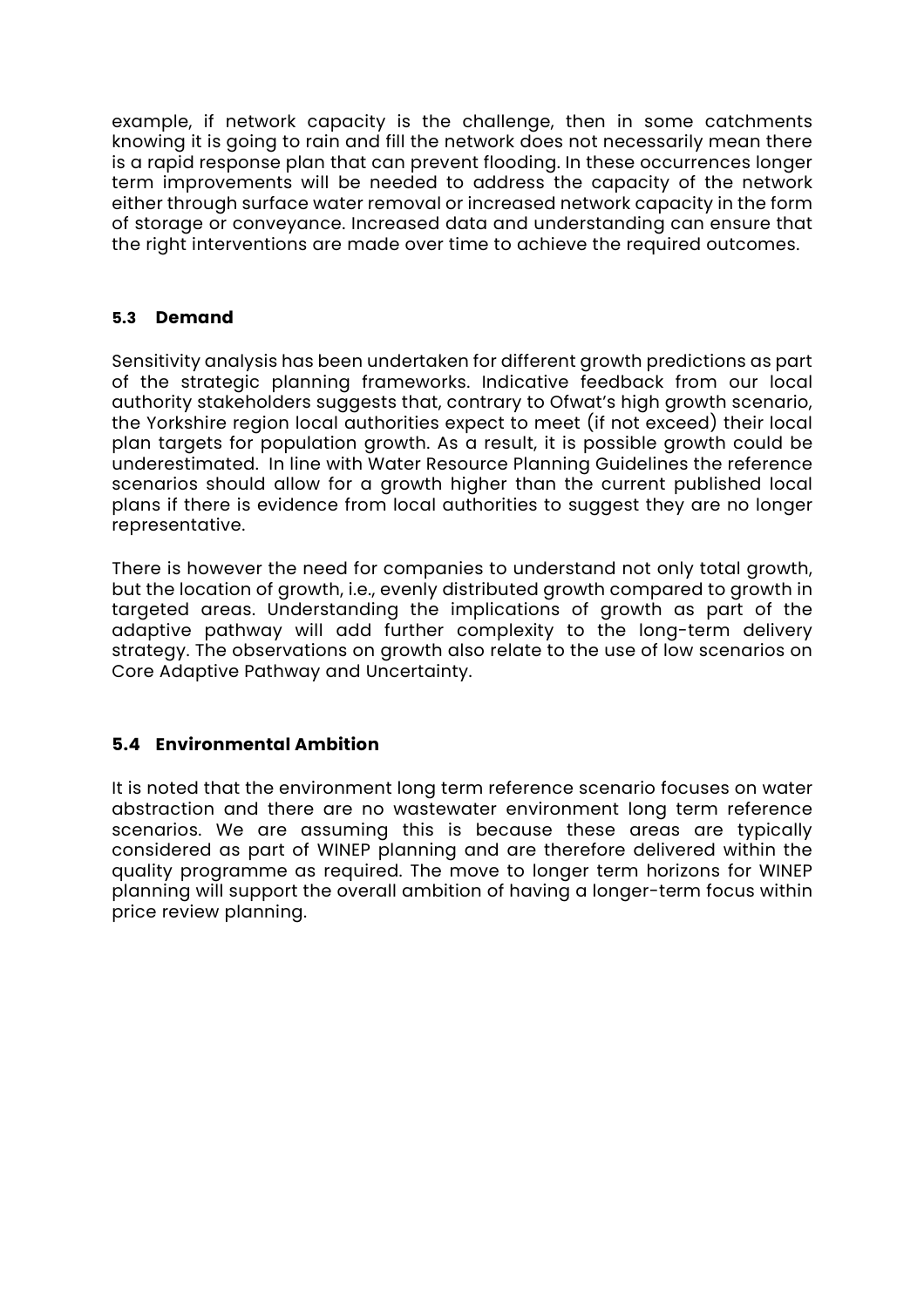example, if network capacity is the challenge, then in some catchments knowing it is going to rain and fill the network does not necessarily mean there is a rapid response plan that can prevent flooding. In these occurrences longer term improvements will be needed to address the capacity of the network either through surface water removal or increased network capacity in the form of storage or conveyance. Increased data and understanding can ensure that the right interventions are made over time to achieve the required outcomes.

### 5.3 Demand

Sensitivity analysis has been undertaken for different growth predictions as part of the strategic planning frameworks. Indicative feedback from our local authority stakeholders suggests that, contrary to Ofwat's high growth scenario, the Yorkshire region local authorities expect to meet (if not exceed) their local plan targets for population growth. As a result, it is possible growth could be underestimated. In line with Water Resource Planning Guidelines the reference scenarios should allow for a growth higher than the current published local plans if there is evidence from local authorities to suggest they are no longer representative.

There is however the need for companies to understand not only total growth, but the location of growth, i.e., evenly distributed growth compared to growth in targeted areas. Understanding the implications of growth as part of the adaptive pathway will add further complexity to the long-term delivery strategy. The observations on growth also relate to the use of low scenarios on Core Adaptive Pathway and Uncertainty.

### 5.4 Environmental Ambition

It is noted that the environment long term reference scenario focuses on water abstraction and there are no wastewater environment long term reference scenarios. We are assuming this is because these areas are typically considered as part of WINEP planning and are therefore delivered within the quality programme as required. The move to longer term horizons for WINEP planning will support the overall ambition of having a longer-term focus within price review planning.